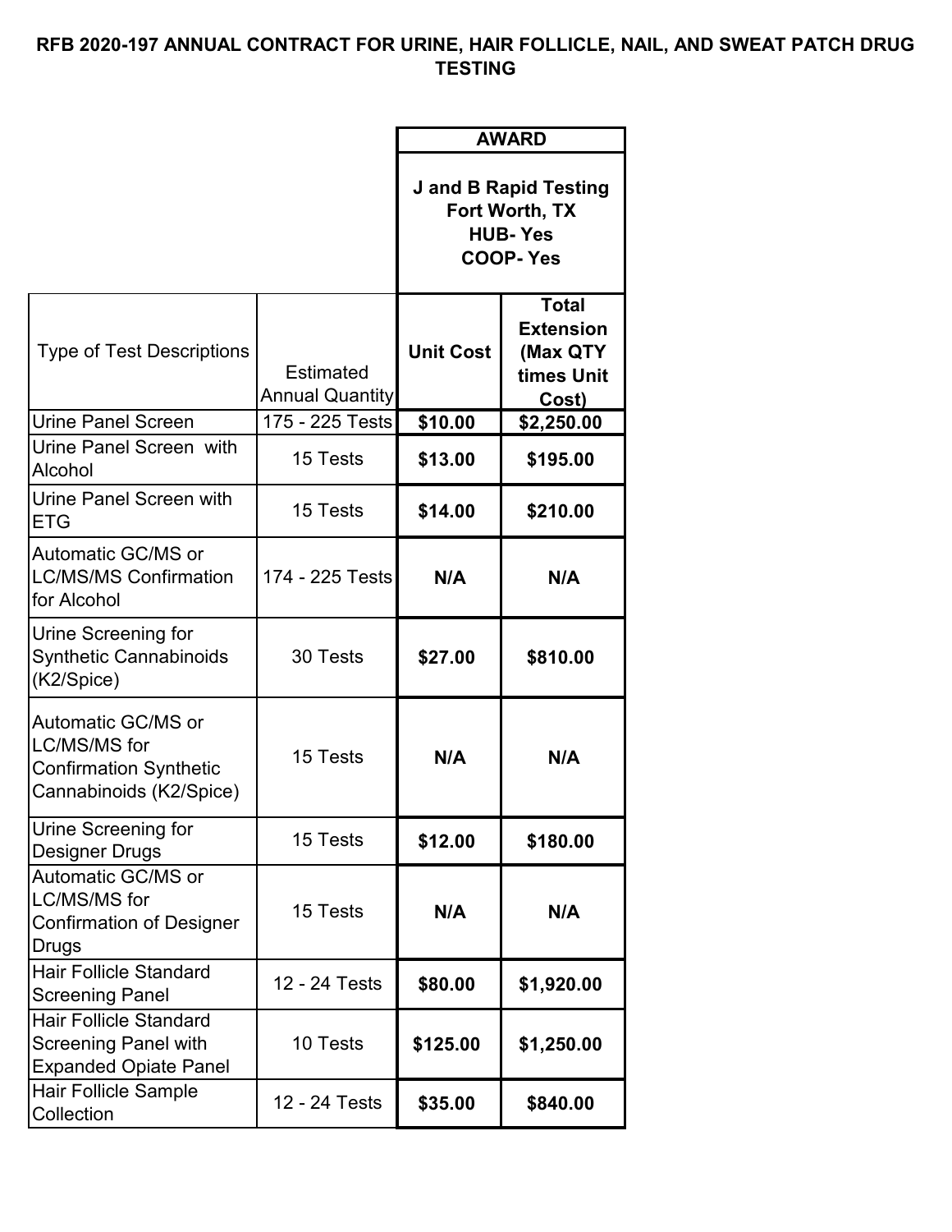# RFB 2020-197 ANNUAL CONTRACT FOR URINE, HAIR FOLLICLE, NAIL, AND SWEAT PATCH DRUG TESTING

| | | **AWARD** | |
|---|---|---|---|
| | | **J and B Rapid Testing Fort Worth, TX HUB- Yes COOP- Yes** | |
| Type of Test Descriptions | Estimated Annual Quantity | **Unit Cost** | **Total Extension (Max QTY times Unit Cost)** |
| Urine Panel Screen | 175 - 225 Tests | **$10.00** | **$2,250.00** |
| Urine Panel Screen with Alcohol | 15 Tests | **$13.00** | **$195.00** |
| Urine Panel Screen with ETG | 15 Tests | **$14.00** | **$210.00** |
| Automatic GC/MS or LC/MS/MS Confirmation for Alcohol | 174 - 225 Tests | **N/A** | **N/A** |
| Urine Screening for Synthetic Cannabinoids (K2/Spice) | 30 Tests | **$27.00** | **$810.00** |
| Automatic GC/MS or LC/MS/MS for Confirmation Synthetic Cannabinoids (K2/Spice) | 15 Tests | **N/A** | **N/A** |
| Urine Screening for Designer Drugs | 15 Tests | **$12.00** | **$180.00** |
| Automatic GC/MS or LC/MS/MS for Confirmation of Designer Drugs | 15 Tests | **N/A** | **N/A** |
| Hair Follicle Standard Screening Panel | 12 - 24 Tests | **$80.00** | **$1,920.00** |
| Hair Follicle Standard Screening Panel with Expanded Opiate Panel | 10 Tests | **$125.00** | **$1,250.00** |
| Hair Follicle Sample Collection | 12 - 24 Tests | **$35.00** | **$840.00** |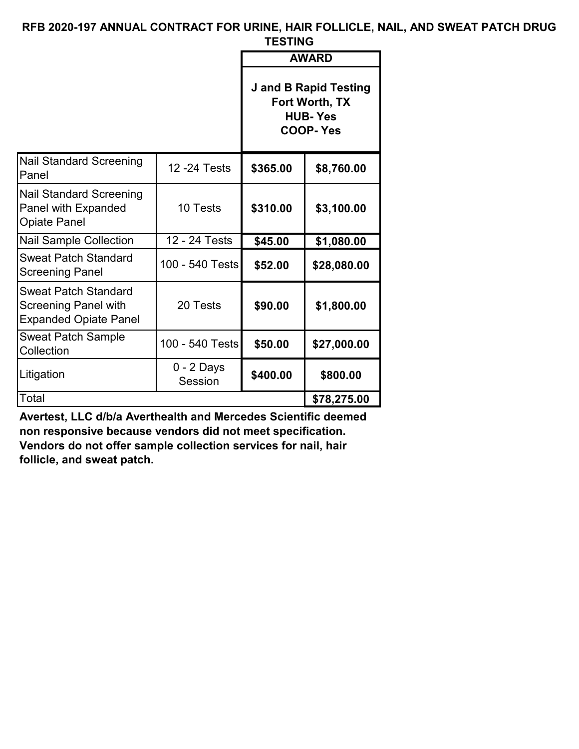**RFB 2020-197 ANNUAL CONTRACT FOR URINE, HAIR FOLLICLE, NAIL, AND SWEAT PATCH DRUG TESTING**

| | | AWARD | |
|---|---|---|---|
| | | **J and B Rapid Testing**<br>**Fort Worth, TX**<br>**HUB- Yes**<br>**COOP- Yes** | |
| Nail Standard Screening Panel | 12 -24 Tests | **$365.00** | **$8,760.00** |
| Nail Standard Screening Panel with Expanded Opiate Panel | 10 Tests | **$310.00** | **$3,100.00** |
| Nail Sample Collection | 12 - 24 Tests | **$45.00** | **$1,080.00** |
| Sweat Patch Standard Screening Panel | 100 - 540 Tests | **$52.00** | **$28,080.00** |
| Sweat Patch Standard Screening Panel with Expanded Opiate Panel | 20 Tests | **$90.00** | **$1,800.00** |
| Sweat Patch Sample Collection | 100 - 540 Tests | **$50.00** | **$27,000.00** |
| Litigation | 0 - 2 Days Session | **$400.00** | **$800.00** |
| Total | | | **$78,275.00** |

**Avertest, LLC d/b/a Averthealth and Mercedes Scientific deemed non responsive because vendors did not meet specification. Vendors do not offer sample collection services for nail, hair follicle, and sweat patch.**